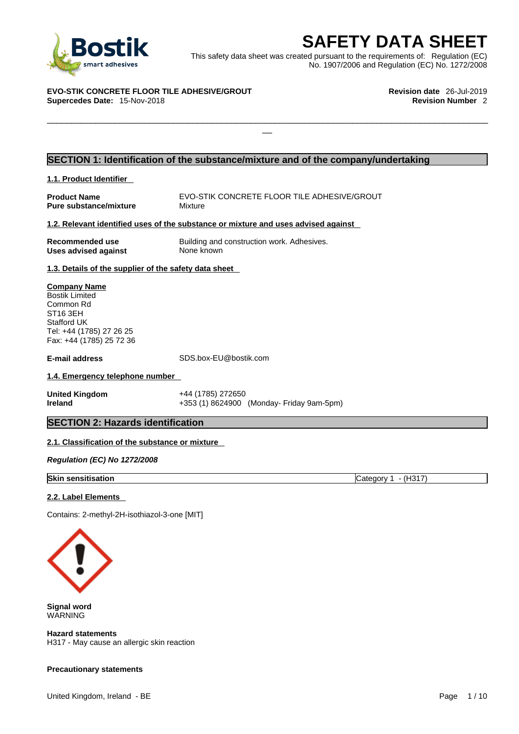# SAFETY DATA SHEET

This safety data sheet was created pursuant to the requirements of: Regulation (EC) No. 1907/2006 and Regulation (EC) No. 1272/2008

**EVO-STIK CONCRETE FLOOR TILE ADHESIVE/GROUT** **Revision date** 26-Jul-2019
**Supercedes Date:** 15-Nov-2018 **Revision Number** 2

## SECTION 1: Identification of the substance/mixture and of the company/undertaking

### 1.1. Product Identifier

**Product Name** EVO-STIK CONCRETE FLOOR TILE ADHESIVE/GROUT
**Pure substance/mixture** Mixture

### 1.2. Relevant identified uses of the substance or mixture and uses advised against

**Recommended use** Building and construction work. Adhesives.
**Uses advised against** None known

### 1.3. Details of the supplier of the safety data sheet

**Company Name**
Bostik Limited
Common Rd
ST16 3EH
Stafford UK
Tel: +44 (1785) 27 26 25
Fax: +44 (1785) 25 72 36

**E-mail address** SDS.box-EU@bostik.com

### 1.4. Emergency telephone number

**United Kingdom** +44 (1785) 272650
**Ireland** +353 (1) 8624900 (Monday- Friday 9am-5pm)

## SECTION 2: Hazards identification

### 2.1. Classification of the substance or mixture

***Regulation (EC) No 1272/2008***

| Skin sensitisation | Category 1 - (H317) |
|---|---|

### 2.2. Label Elements

Contains: 2-methyl-2H-isothiazol-3-one [MIT]

**Signal word**
WARNING

**Hazard statements**
H317 - May cause an allergic skin reaction

**Precautionary statements**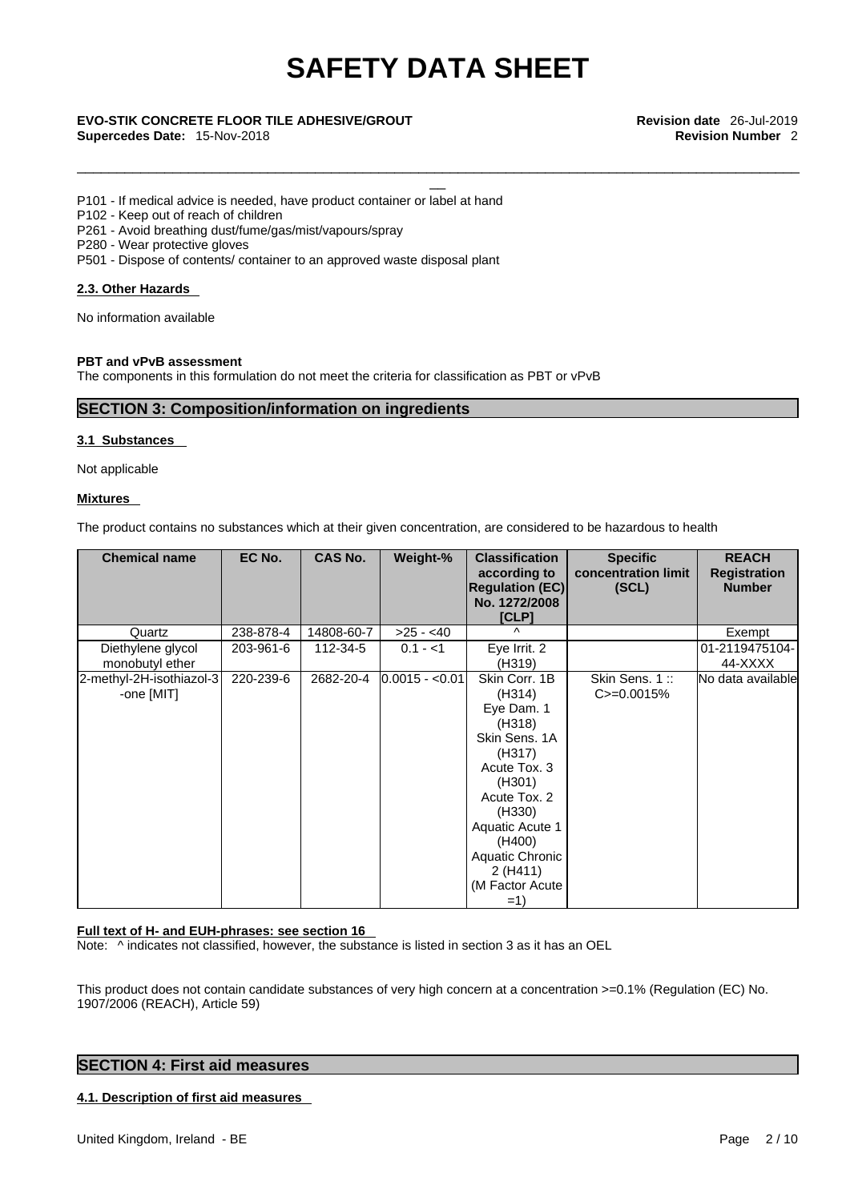P101 - If medical advice is needed, have product container or label at hand
P102 - Keep out of reach of children
P261 - Avoid breathing dust/fume/gas/mist/vapours/spray
P280 - Wear protective gloves
P501 - Dispose of contents/ container to an approved waste disposal plant

**2.3. Other Hazards**

No information available

**PBT and vPvB assessment**
The components in this formulation do not meet the criteria for classification as PBT or vPvB

## SECTION 3: Composition/information on ingredients

**3.1 Substances**

Not applicable

**Mixtures**

The product contains no substances which at their given concentration, are considered to be hazardous to health

| Chemical name | EC No. | CAS No. | Weight-% | Classification according to Regulation (EC) No. 1272/2008 [CLP] | Specific concentration limit (SCL) | REACH Registration Number |
|---|---|---|---|---|---|---|
| Quartz | 238-878-4 | 14808-60-7 | >25 - <40 | ^ | | Exempt |
| Diethylene glycol monobutyl ether | 203-961-6 | 112-34-5 | 0.1 - <1 | Eye Irrit. 2 (H319) | | 01-2119475104-44-XXXX |
| 2-methyl-2H-isothiazol-3-one [MIT] | 220-239-6 | 2682-20-4 | 0.0015 - <0.01 | Skin Corr. 1B (H314) Eye Dam. 1 (H318) Skin Sens. 1A (H317) Acute Tox. 3 (H301) Acute Tox. 2 (H330) Aquatic Acute 1 (H400) Aquatic Chronic 2 (H411) (M Factor Acute =1) | Skin Sens. 1 :: C>=0.0015% | No data available |

**Full text of H- and EUH-phrases: see section 16**
Note: ^ indicates not classified, however, the substance is listed in section 3 as it has an OEL

This product does not contain candidate substances of very high concern at a concentration >=0.1% (Regulation (EC) No. 1907/2006 (REACH), Article 59)

## SECTION 4: First aid measures

**4.1. Description of first aid measures**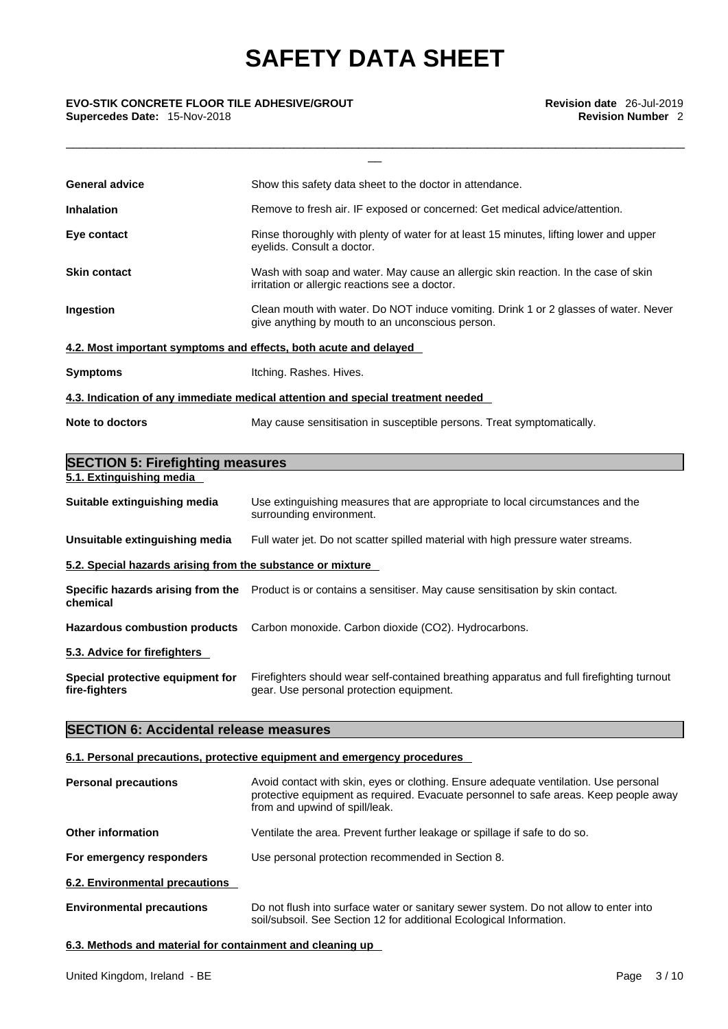| | |
|---|---|
| **General advice** | Show this safety data sheet to the doctor in attendance. |
| **Inhalation** | Remove to fresh air. IF exposed or concerned: Get medical advice/attention. |
| **Eye contact** | Rinse thoroughly with plenty of water for at least 15 minutes, lifting lower and upper eyelids. Consult a doctor. |
| **Skin contact** | Wash with soap and water. May cause an allergic skin reaction. In the case of skin irritation or allergic reactions see a doctor. |
| **Ingestion** | Clean mouth with water. Do NOT induce vomiting. Drink 1 or 2 glasses of water. Never give anything by mouth to an unconscious person. |

### 4.2. Most important symptoms and effects, both acute and delayed

| | |
|---|---|
| **Symptoms** | Itching. Rashes. Hives. |

### 4.3. Indication of any immediate medical attention and special treatment needed

| | |
|---|---|
| **Note to doctors** | May cause sensitisation in susceptible persons. Treat symptomatically. |

## SECTION 5: Firefighting measures

### 5.1. Extinguishing media

| | |
|---|---|
| **Suitable extinguishing media** | Use extinguishing measures that are appropriate to local circumstances and the surrounding environment. |
| **Unsuitable extinguishing media** | Full water jet. Do not scatter spilled material with high pressure water streams. |

### 5.2. Special hazards arising from the substance or mixture

| | |
|---|---|
| **Specific hazards arising from the chemical** | Product is or contains a sensitiser. May cause sensitisation by skin contact. |
| **Hazardous combustion products** | Carbon monoxide. Carbon dioxide ($CO_2$). Hydrocarbons. |

### 5.3. Advice for firefighters

| | |
|---|---|
| **Special protective equipment for fire-fighters** | Firefighters should wear self-contained breathing apparatus and full firefighting turnout gear. Use personal protection equipment. |

## SECTION 6: Accidental release measures

### 6.1. Personal precautions, protective equipment and emergency procedures

| | |
|---|---|
| **Personal precautions** | Avoid contact with skin, eyes or clothing. Ensure adequate ventilation. Use personal protective equipment as required. Evacuate personnel to safe areas. Keep people away from and upwind of spill/leak. |
| **Other information** | Ventilate the area. Prevent further leakage or spillage if safe to do so. |
| **For emergency responders** | Use personal protection recommended in Section 8. |

### 6.2. Environmental precautions

| | |
|---|---|
| **Environmental precautions** | Do not flush into surface water or sanitary sewer system. Do not allow to enter into soil/subsoil. See Section 12 for additional Ecological Information. |

### 6.3. Methods and material for containment and cleaning up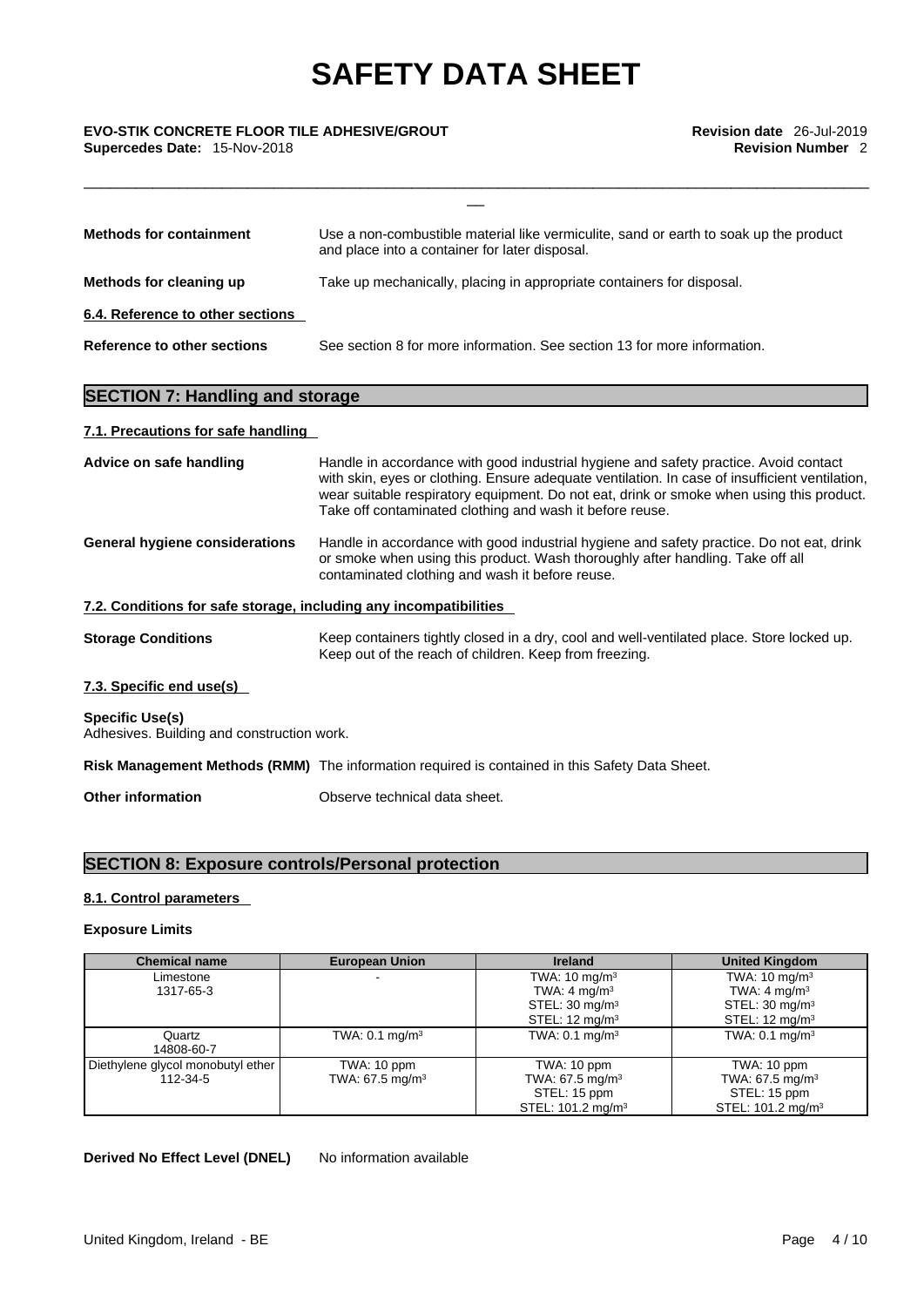| | |
|---|---|
| **Methods for containment** | Use a non-combustible material like vermiculite, sand or earth to soak up the product and place into a container for later disposal. |
| **Methods for cleaning up** | Take up mechanically, placing in appropriate containers for disposal. |

**6.4. Reference to other sections**

| | |
|---|---|
| **Reference to other sections** | See section 8 for more information. See section 13 for more information. |

## SECTION 7: Handling and storage

**7.1. Precautions for safe handling**

| | |
|---|---|
| **Advice on safe handling** | Handle in accordance with good industrial hygiene and safety practice. Avoid contact with skin, eyes or clothing. Ensure adequate ventilation. In case of insufficient ventilation, wear suitable respiratory equipment. Do not eat, drink or smoke when using this product. Take off contaminated clothing and wash it before reuse. |
| **General hygiene considerations** | Handle in accordance with good industrial hygiene and safety practice. Do not eat, drink or smoke when using this product. Wash thoroughly after handling. Take off all contaminated clothing and wash it before reuse. |

**7.2. Conditions for safe storage, including any incompatibilities**

| | |
|---|---|
| **Storage Conditions** | Keep containers tightly closed in a dry, cool and well-ventilated place. Store locked up. Keep out of the reach of children. Keep from freezing. |

**7.3. Specific end use(s)**

**Specific Use(s)**
Adhesives. Building and construction work.

| | |
|---|---|
| **Risk Management Methods (RMM)** | The information required is contained in this Safety Data Sheet. |
| **Other information** | Observe technical data sheet. |

## SECTION 8: Exposure controls/Personal protection

**8.1. Control parameters**

**Exposure Limits**

| Chemical name | European Union | Ireland | United Kingdom |
|---|---|---|---|
| Limestone<br>1317-65-3 | - | TWA: 10 mg/m³<br>TWA: 4 mg/m³<br>STEL: 30 mg/m³<br>STEL: 12 mg/m³ | TWA: 10 mg/m³<br>TWA: 4 mg/m³<br>STEL: 30 mg/m³<br>STEL: 12 mg/m³ |
| Quartz<br>14808-60-7 | TWA: 0.1 mg/m³ | TWA: 0.1 mg/m³ | TWA: 0.1 mg/m³ |
| Diethylene glycol monobutyl ether<br>112-34-5 | TWA: 10 ppm<br>TWA: 67.5 mg/m³ | TWA: 10 ppm<br>TWA: 67.5 mg/m³<br>STEL: 15 ppm<br>STEL: 101.2 mg/m³ | TWA: 10 ppm<br>TWA: 67.5 mg/m³<br>STEL: 15 ppm<br>STEL: 101.2 mg/m³ |

| | |
|---|---|
| **Derived No Effect Level (DNEL)** | No information available |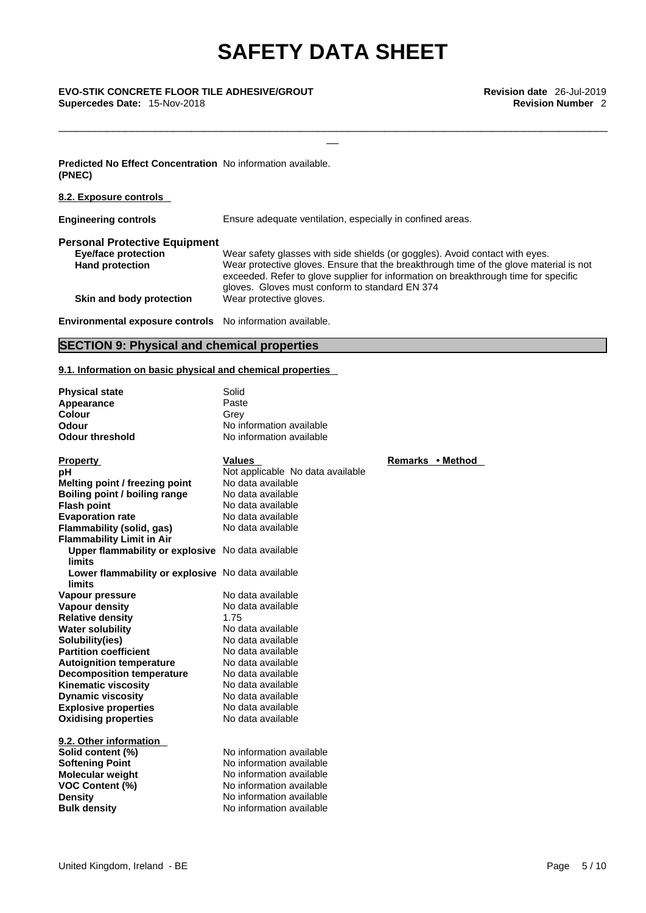**Predicted No Effect Concentration (PNEC)** No information available.

**8.2. Exposure controls**

| | |
|---|---|
| **Engineering controls** | Ensure adequate ventilation, especially in confined areas. |

**Personal Protective Equipment**

| | |
|---|---|
| **Eye/face protection** | Wear safety glasses with side shields (or goggles). Avoid contact with eyes. |
| **Hand protection** | Wear protective gloves. Ensure that the breakthrough time of the glove material is not exceeded. Refer to glove supplier for information on breakthrough time for specific gloves. Gloves must conform to standard EN 374 |
| **Skin and body protection** | Wear protective gloves. |

**Environmental exposure controls** No information available.

## SECTION 9: Physical and chemical properties

**9.1. Information on basic physical and chemical properties**

| | |
|---|---|
| **Physical state** | Solid |
| **Appearance** | Paste |
| **Colour** | Grey |
| **Odour** | No information available |
| **Odour threshold** | No information available |

| **Property** | **Values** | **Remarks • Method** |
|---|---|---|
| **pH** | Not applicable No data available | |
| **Melting point / freezing point** | No data available | |
| **Boiling point / boiling range** | No data available | |
| **Flash point** | No data available | |
| **Evaporation rate** | No data available | |
| **Flammability (solid, gas)** | No data available | |
| **Flammability Limit in Air** | | |
| **Upper flammability or explosive limits** | No data available | |
| **Lower flammability or explosive limits** | No data available | |
| **Vapour pressure** | No data available | |
| **Vapour density** | No data available | |
| **Relative density** | 1.75 | |
| **Water solubility** | No data available | |
| **Solubility(ies)** | No data available | |
| **Partition coefficient** | No data available | |
| **Autoignition temperature** | No data available | |
| **Decomposition temperature** | No data available | |
| **Kinematic viscosity** | No data available | |
| **Dynamic viscosity** | No data available | |
| **Explosive properties** | No data available | |
| **Oxidising properties** | No data available | |

**9.2. Other information**

| | |
|---|---|
| **Solid content (%)** | No information available |
| **Softening Point** | No information available |
| **Molecular weight** | No information available |
| **VOC Content (%)** | No information available |
| **Density** | No information available |
| **Bulk density** | No information available |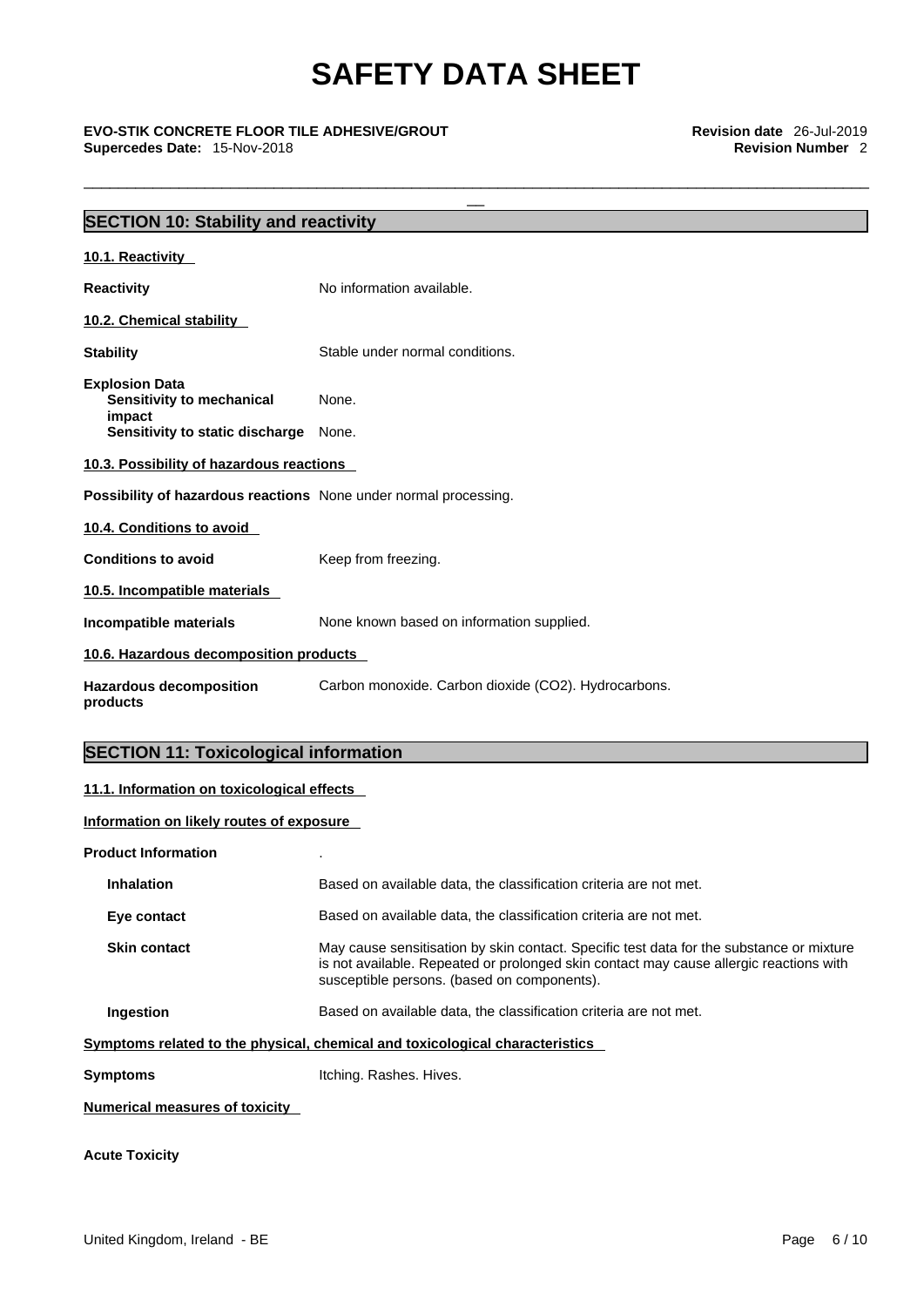## SECTION 10: Stability and reactivity

### 10.1. Reactivity

**Reactivity** No information available.

### 10.2. Chemical stability

**Stability** Stable under normal conditions.

**Explosion Data**
- **Sensitivity to mechanical impact** None.
- **Sensitivity to static discharge** None.

### 10.3. Possibility of hazardous reactions

**Possibility of hazardous reactions** None under normal processing.

### 10.4. Conditions to avoid

**Conditions to avoid** Keep from freezing.

### 10.5. Incompatible materials

**Incompatible materials** None known based on information supplied.

### 10.6. Hazardous decomposition products

**Hazardous decomposition products** Carbon monoxide. Carbon dioxide ($CO_2$). Hydrocarbons.

## SECTION 11: Toxicological information

### 11.1. Information on toxicological effects

**Information on likely routes of exposure**

**Product Information** .

- **Inhalation** Based on available data, the classification criteria are not met.
- **Eye contact** Based on available data, the classification criteria are not met.
- **Skin contact** May cause sensitisation by skin contact. Specific test data for the substance or mixture is not available. Repeated or prolonged skin contact may cause allergic reactions with susceptible persons. (based on components).
- **Ingestion** Based on available data, the classification criteria are not met.

**Symptoms related to the physical, chemical and toxicological characteristics**

**Symptoms** Itching. Rashes. Hives.

**Numerical measures of toxicity**

**Acute Toxicity**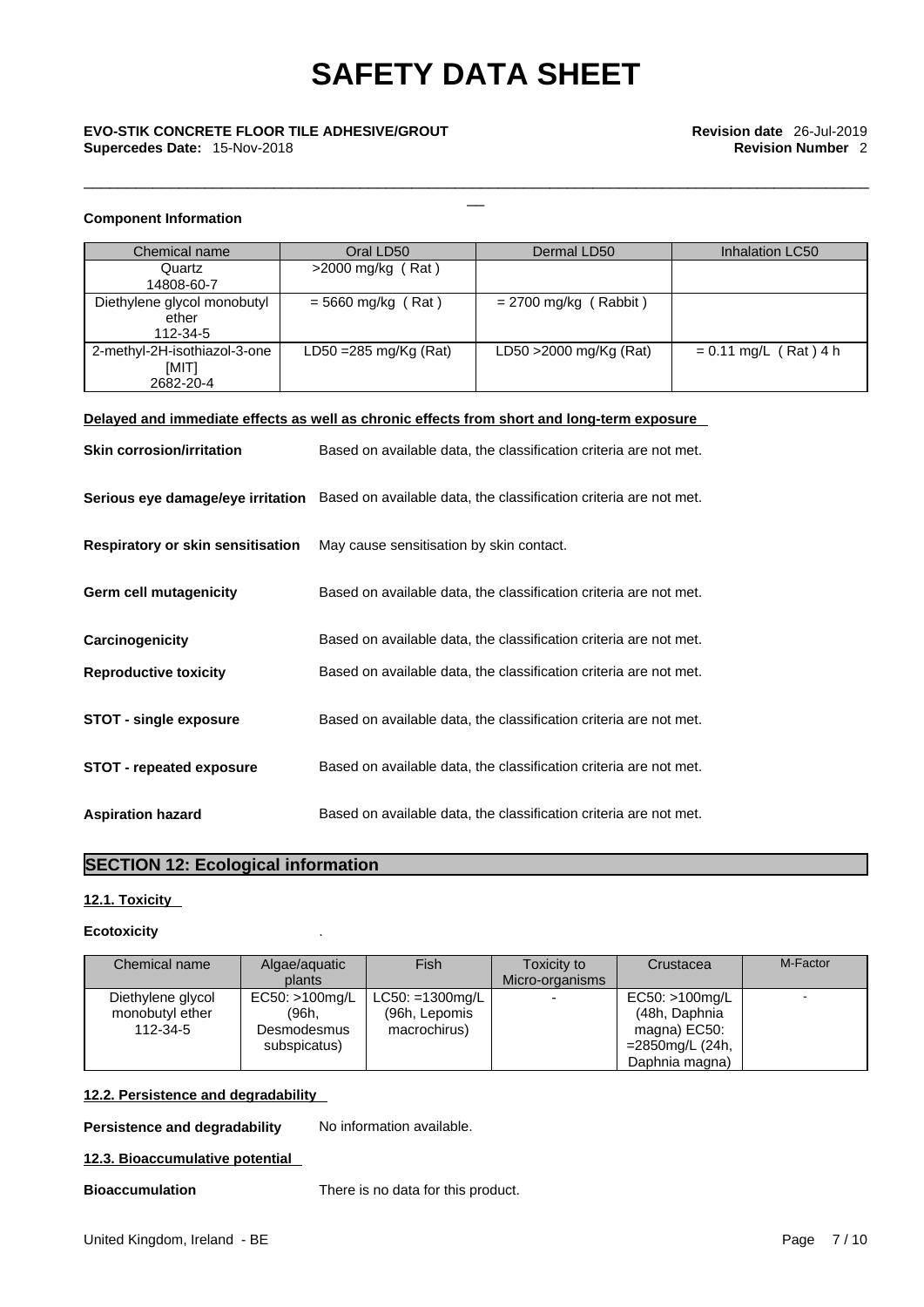**Component Information**

| Chemical name | Oral LD50 | Dermal LD50 | Inhalation LC50 |
|---|---|---|---|
| Quartz 14808-60-7 | >2000 mg/kg ( Rat ) | | |
| Diethylene glycol monobutyl ether 112-34-5 | = 5660 mg/kg ( Rat ) | = 2700 mg/kg ( Rabbit ) | |
| 2-methyl-2H-isothiazol-3-one [MIT] 2682-20-4 | LD50 =285 mg/Kg (Rat) | LD50 >2000 mg/Kg (Rat) | = 0.11 mg/L ( Rat ) 4 h |

**Delayed and immediate effects as well as chronic effects from short and long-term exposure**

**Skin corrosion/irritation** Based on available data, the classification criteria are not met.

**Serious eye damage/eye irritation** Based on available data, the classification criteria are not met.

**Respiratory or skin sensitisation** May cause sensitisation by skin contact.

**Germ cell mutagenicity** Based on available data, the classification criteria are not met.

**Carcinogenicity** Based on available data, the classification criteria are not met.

**Reproductive toxicity** Based on available data, the classification criteria are not met.

**STOT - single exposure** Based on available data, the classification criteria are not met.

**STOT - repeated exposure** Based on available data, the classification criteria are not met.

**Aspiration hazard** Based on available data, the classification criteria are not met.

## SECTION 12: Ecological information

### 12.1. Toxicity

**Ecotoxicity** .

| Chemical name | Algae/aquatic plants | Fish | Toxicity to Micro-organisms | Crustacea | M-Factor |
|---|---|---|---|---|---|
| Diethylene glycol monobutyl ether 112-34-5 | EC50: >100mg/L (96h, Desmodesmus subspicatus) | LC50: =1300mg/L (96h, Lepomis macrochirus) | - | EC50: >100mg/L (48h, Daphnia magna) EC50: =2850mg/L (24h, Daphnia magna) | - |

### 12.2. Persistence and degradability

**Persistence and degradability** No information available.

### 12.3. Bioaccumulative potential

**Bioaccumulation** There is no data for this product.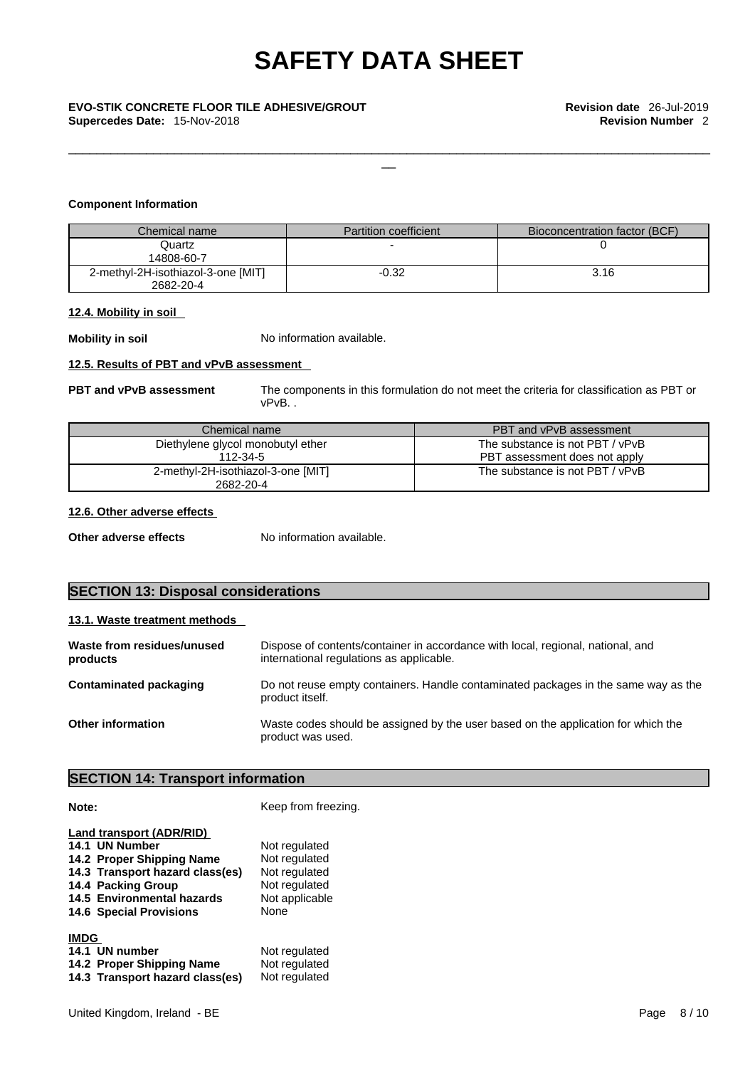**Component Information**

| Chemical name | Partition coefficient | Bioconcentration factor (BCF) |
|---|---|---|
| Quartz<br>14808-60-7 | - | 0 |
| 2-methyl-2H-isothiazol-3-one [MIT]<br>2682-20-4 | -0.32 | 3.16 |

**12.4. Mobility in soil**

**Mobility in soil** No information available.

**12.5. Results of PBT and vPvB assessment**

**PBT and vPvB assessment** The components in this formulation do not meet the criteria for classification as PBT or vPvB. .

| Chemical name | PBT and vPvB assessment |
|---|---|
| Diethylene glycol monobutyl ether<br>112-34-5 | The substance is not PBT / vPvB<br>PBT assessment does not apply |
| 2-methyl-2H-isothiazol-3-one [MIT]<br>2682-20-4 | The substance is not PBT / vPvB |

**12.6. Other adverse effects**

**Other adverse effects** No information available.

## SECTION 13: Disposal considerations

**13.1. Waste treatment methods**

**Waste from residues/unused products** Dispose of contents/container in accordance with local, regional, national, and international regulations as applicable.

**Contaminated packaging** Do not reuse empty containers. Handle contaminated packages in the same way as the product itself.

**Other information** Waste codes should be assigned by the user based on the application for which the product was used.

## SECTION 14: Transport information

**Note:** Keep from freezing.

**Land transport (ADR/RID)**

**14.1 UN Number** Not regulated
**14.2 Proper Shipping Name** Not regulated
**14.3 Transport hazard class(es)** Not regulated
**14.4 Packing Group** Not regulated
**14.5 Environmental hazards** Not applicable
**14.6 Special Provisions** None

**IMDG**

**14.1 UN number** Not regulated
**14.2 Proper Shipping Name** Not regulated
**14.3 Transport hazard class(es)** Not regulated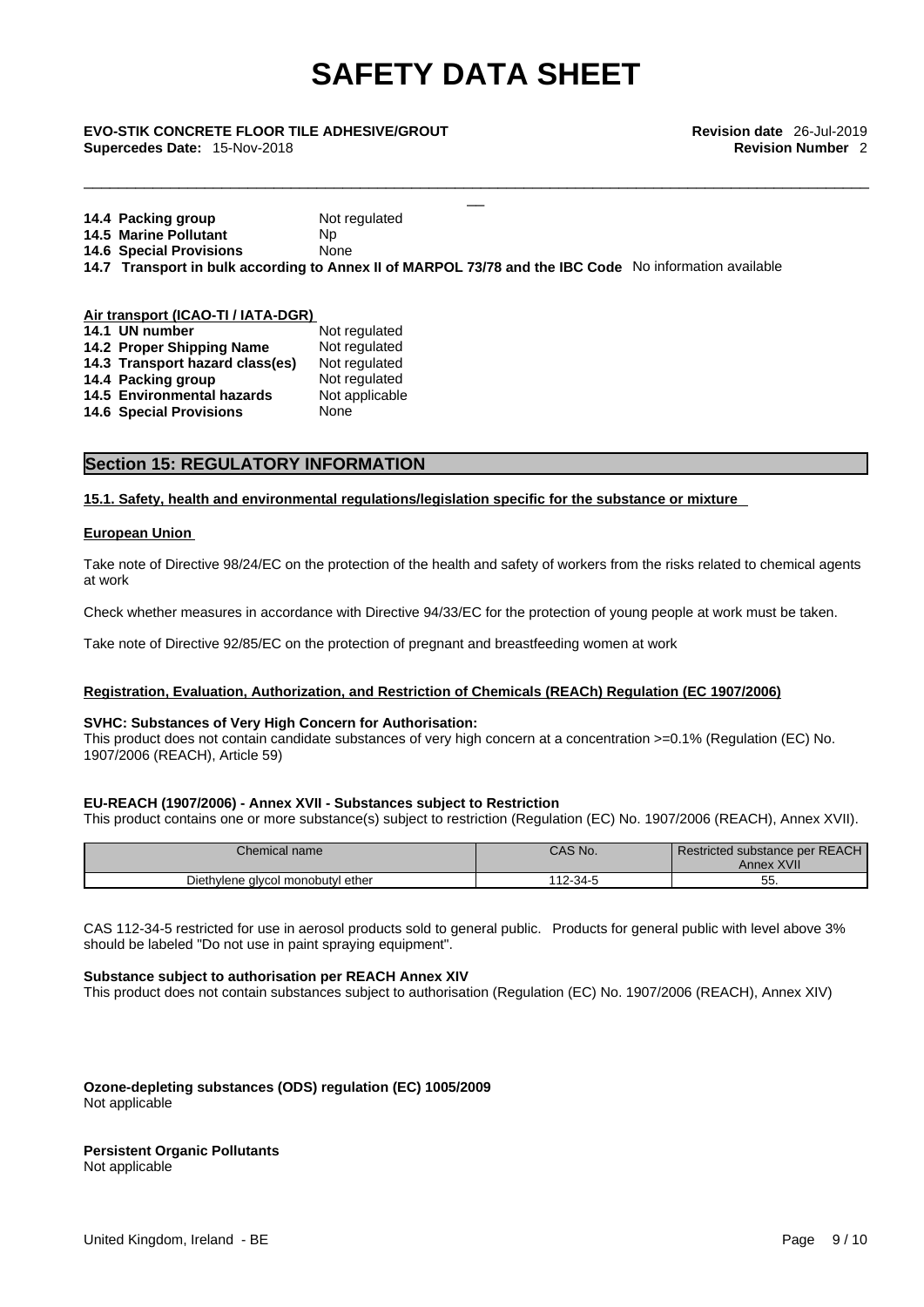**14.4 Packing group** Not regulated
**14.5 Marine Pollutant** Np
**14.6 Special Provisions** None
**14.7 Transport in bulk according to Annex II of MARPOL 73/78 and the IBC Code** No information available

**Air transport (ICAO-TI / IATA-DGR)**

| | |
|---|---|
| **14.1 UN number** | Not regulated |
| **14.2 Proper Shipping Name** | Not regulated |
| **14.3 Transport hazard class(es)** | Not regulated |
| **14.4 Packing group** | Not regulated |
| **14.5 Environmental hazards** | Not applicable |
| **14.6 Special Provisions** | None |

## Section 15: REGULATORY INFORMATION

### 15.1. Safety, health and environmental regulations/legislation specific for the substance or mixture

**European Union**

Take note of Directive 98/24/EC on the protection of the health and safety of workers from the risks related to chemical agents at work

Check whether measures in accordance with Directive 94/33/EC for the protection of young people at work must be taken.

Take note of Directive 92/85/EC on the protection of pregnant and breastfeeding women at work

**Registration, Evaluation, Authorization, and Restriction of Chemicals (REACh) Regulation (EC 1907/2006)**

**SVHC: Substances of Very High Concern for Authorisation:**
This product does not contain candidate substances of very high concern at a concentration >=0.1% (Regulation (EC) No. 1907/2006 (REACH), Article 59)

**EU-REACH (1907/2006) - Annex XVII - Substances subject to Restriction**
This product contains one or more substance(s) subject to restriction (Regulation (EC) No. 1907/2006 (REACH), Annex XVII).

| Chemical name | CAS No. | Restricted substance per REACH Annex XVII |
|---|---|---|
| Diethylene glycol monobutyl ether | 112-34-5 | 55. |

CAS 112-34-5 restricted for use in aerosol products sold to general public. Products for general public with level above 3% should be labeled "Do not use in paint spraying equipment".

**Substance subject to authorisation per REACH Annex XIV**
This product does not contain substances subject to authorisation (Regulation (EC) No. 1907/2006 (REACH), Annex XIV)

**Ozone-depleting substances (ODS) regulation (EC) 1005/2009**
Not applicable

**Persistent Organic Pollutants**
Not applicable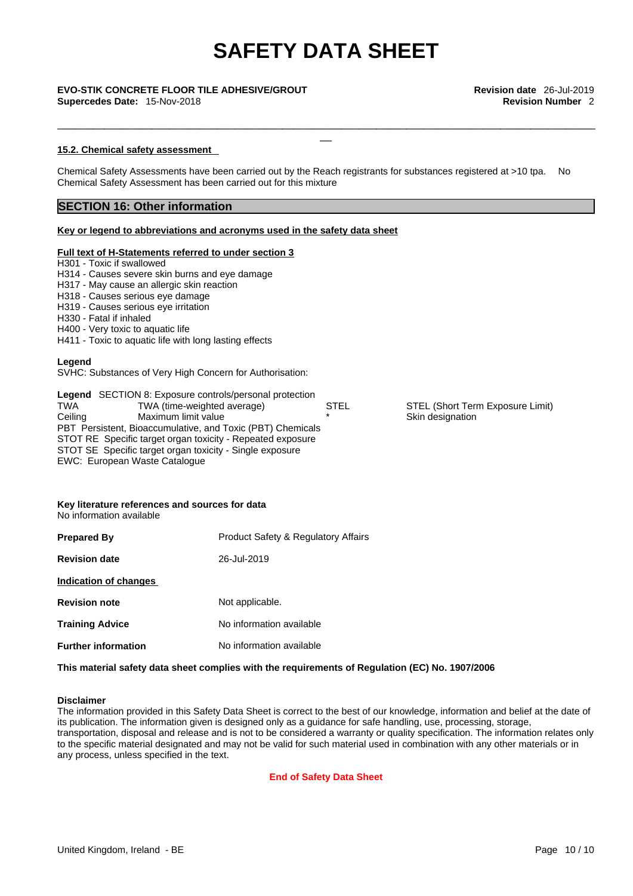### 15.2. Chemical safety assessment

Chemical Safety Assessments have been carried out by the Reach registrants for substances registered at >10 tpa. No Chemical Safety Assessment has been carried out for this mixture

## SECTION 16: Other information

**Key or legend to abbreviations and acronyms used in the safety data sheet**

**Full text of H-Statements referred to under section 3**

H301 - Toxic if swallowed
H314 - Causes severe skin burns and eye damage
H317 - May cause an allergic skin reaction
H318 - Causes serious eye damage
H319 - Causes serious eye irritation
H330 - Fatal if inhaled
H400 - Very toxic to aquatic life
H411 - Toxic to aquatic life with long lasting effects

**Legend**
SVHC: Substances of Very High Concern for Authorisation:

**Legend** SECTION 8: Exposure controls/personal protection

| | | | |
|---|---|---|---|
| TWA | TWA (time-weighted average) | STEL | STEL (Short Term Exposure Limit) |
| Ceiling | Maximum limit value | * | Skin designation |

PBT Persistent, Bioaccumulative, and Toxic (PBT) Chemicals
STOT RE Specific target organ toxicity - Repeated exposure
STOT SE Specific target organ toxicity - Single exposure
EWC: European Waste Catalogue

**Key literature references and sources for data**
No information available

**Prepared By** Product Safety & Regulatory Affairs

**Revision date** 26-Jul-2019

**Indication of changes**

**Revision note** Not applicable.

**Training Advice** No information available

**Further information** No information available

**This material safety data sheet complies with the requirements of Regulation (EC) No. 1907/2006**

**Disclaimer**
The information provided in this Safety Data Sheet is correct to the best of our knowledge, information and belief at the date of its publication. The information given is designed only as a guidance for safe handling, use, processing, storage, transportation, disposal and release and is not to be considered a warranty or quality specification. The information relates only to the specific material designated and may not be valid for such material used in combination with any other materials or in any process, unless specified in the text.

**End of Safety Data Sheet**